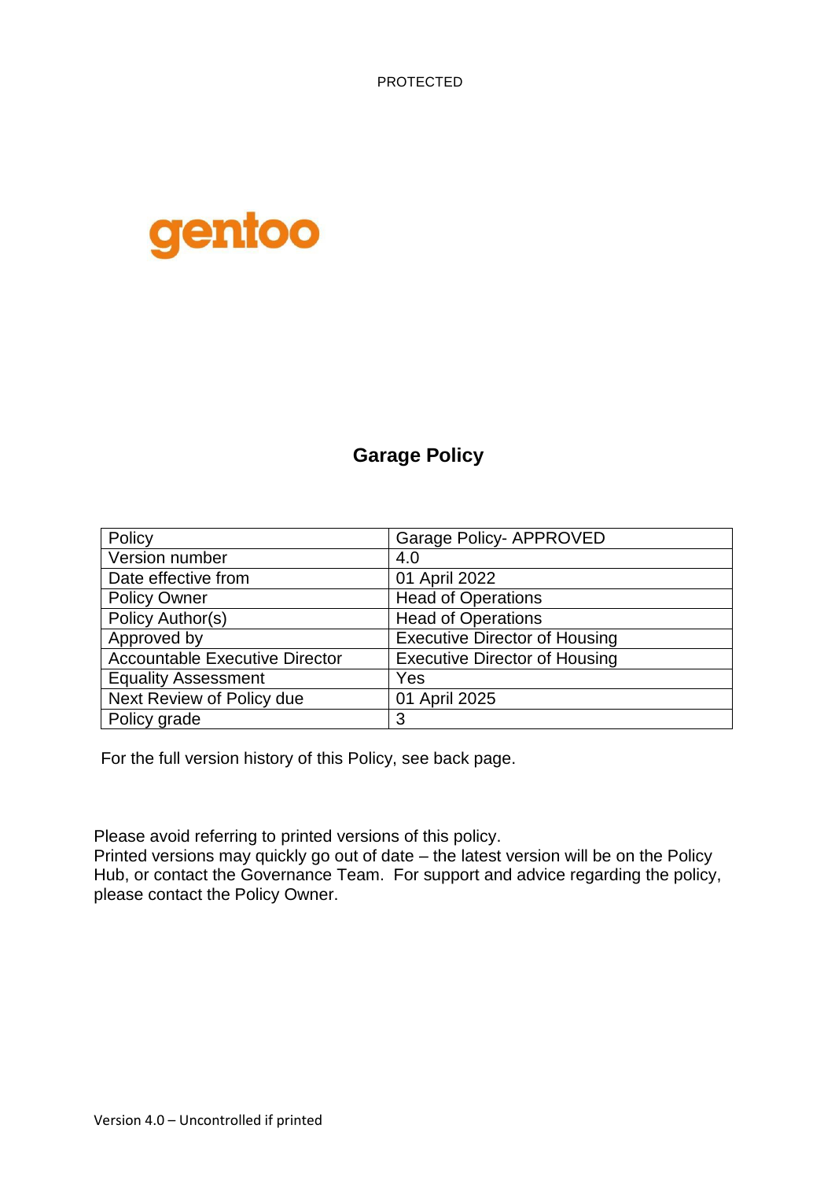PROTECTED

gentoo

# Garage Policy

| Policy | Garage Policy- APPROVED |
|---|---|
| Version number | 4.0 |
| Date effective from | 01 April 2022 |
| Policy Owner | Head of Operations |
| Policy Author(s) | Head of Operations |
| Approved by | Executive Director of Housing |
| Accountable Executive Director | Executive Director of Housing |
| Equality Assessment | Yes |
| Next Review of Policy due | 01 April 2025 |
| Policy grade | 3 |

For the full version history of this Policy, see back page.

Please avoid referring to printed versions of this policy.
Printed versions may quickly go out of date – the latest version will be on the Policy Hub, or contact the Governance Team. For support and advice regarding the policy, please contact the Policy Owner.

Version 4.0 – Uncontrolled if printed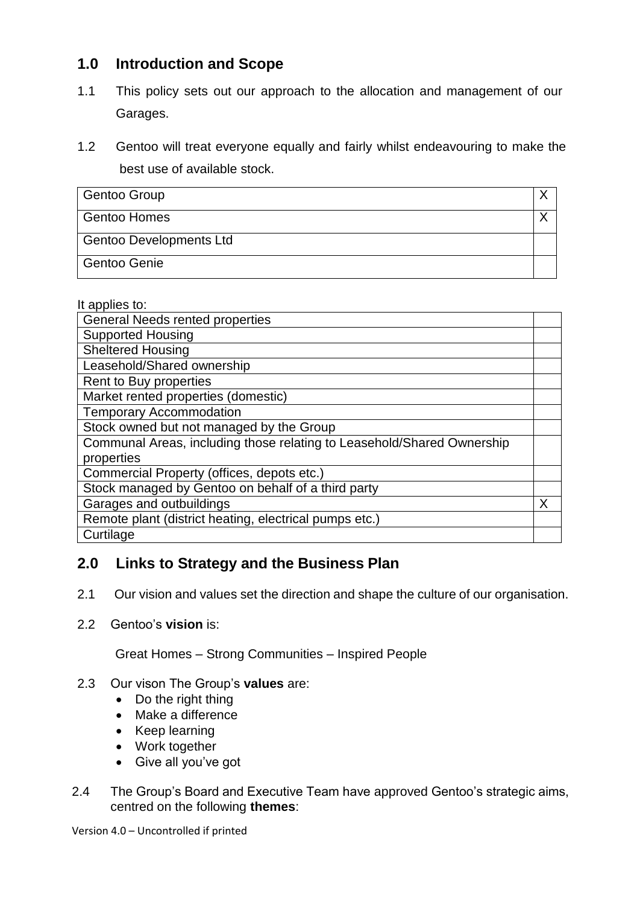## 1.0 Introduction and Scope

1.1 This policy sets out our approach to the allocation and management of our Garages.

1.2 Gentoo will treat everyone equally and fairly whilst endeavouring to make the best use of available stock.

| | |
|---|---|
| Gentoo Group | X |
| Gentoo Homes | X |
| Gentoo Developments Ltd | |
| Gentoo Genie | |

It applies to:

| | |
|---|---|
| General Needs rented properties | |
| Supported Housing | |
| Sheltered Housing | |
| Leasehold/Shared ownership | |
| Rent to Buy properties | |
| Market rented properties (domestic) | |
| Temporary Accommodation | |
| Stock owned but not managed by the Group | |
| Communal Areas, including those relating to Leasehold/Shared Ownership properties | |
| Commercial Property (offices, depots etc.) | |
| Stock managed by Gentoo on behalf of a third party | |
| Garages and outbuildings | X |
| Remote plant (district heating, electrical pumps etc.) | |
| Curtilage | |

## 2.0 Links to Strategy and the Business Plan

2.1 Our vision and values set the direction and shape the culture of our organisation.

2.2 Gentoo's **vision** is:

Great Homes – Strong Communities – Inspired People

2.3 Our vison The Group's **values** are:

- Do the right thing
- Make a difference
- Keep learning
- Work together
- Give all you've got

2.4 The Group's Board and Executive Team have approved Gentoo's strategic aims, centred on the following **themes**: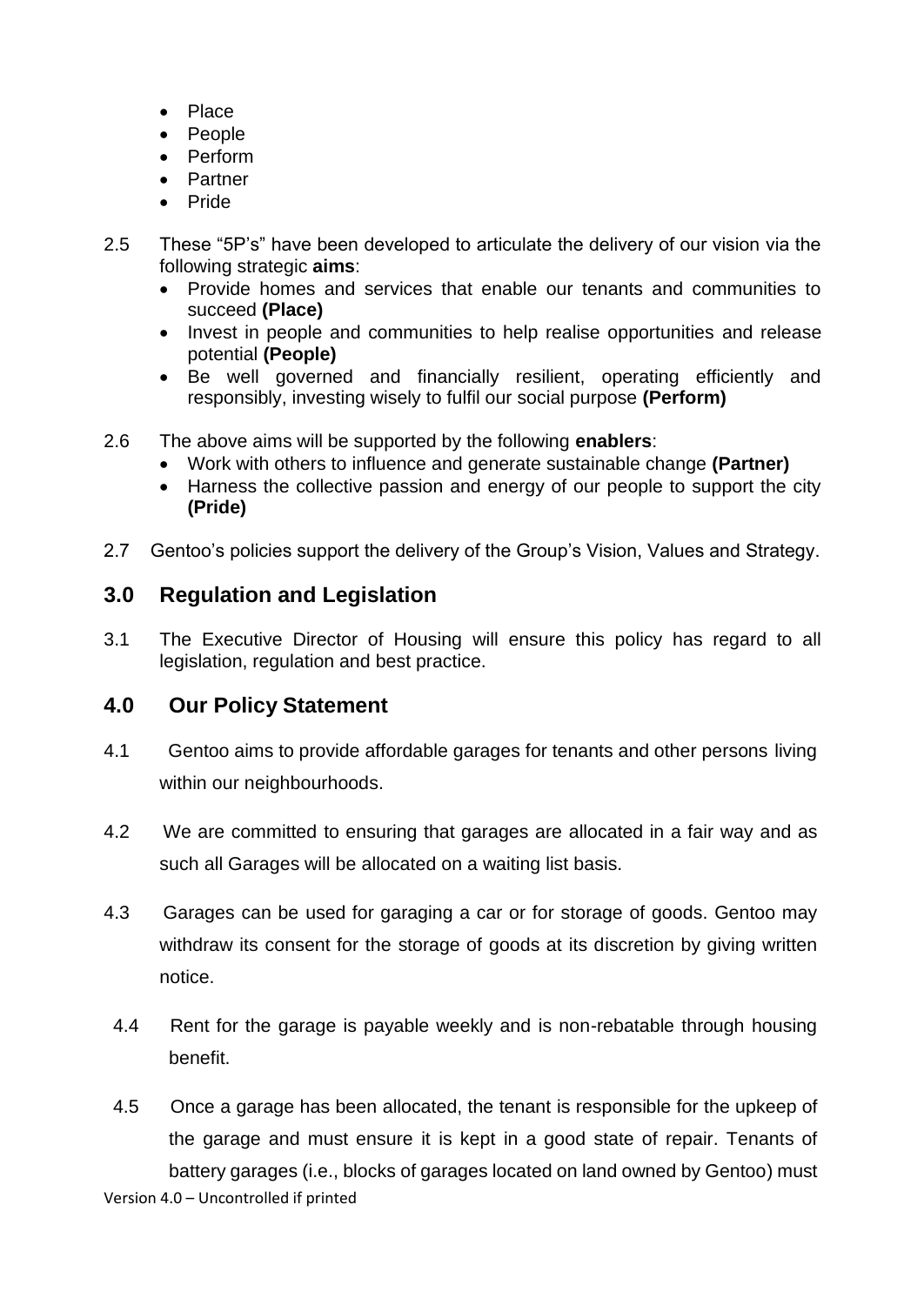- Place
- People
- Perform
- Partner
- Pride

2.5 These "5P's" have been developed to articulate the delivery of our vision via the following strategic **aims**:

- Provide homes and services that enable our tenants and communities to succeed **(Place)**
- Invest in people and communities to help realise opportunities and release potential **(People)**
- Be well governed and financially resilient, operating efficiently and responsibly, investing wisely to fulfil our social purpose **(Perform)**

2.6 The above aims will be supported by the following **enablers**:

- Work with others to influence and generate sustainable change **(Partner)**
- Harness the collective passion and energy of our people to support the city **(Pride)**

2.7 Gentoo's policies support the delivery of the Group's Vision, Values and Strategy.

## 3.0 Regulation and Legislation

3.1 The Executive Director of Housing will ensure this policy has regard to all legislation, regulation and best practice.

## 4.0 Our Policy Statement

4.1 Gentoo aims to provide affordable garages for tenants and other persons living within our neighbourhoods.

4.2 We are committed to ensuring that garages are allocated in a fair way and as such all Garages will be allocated on a waiting list basis.

4.3 Garages can be used for garaging a car or for storage of goods. Gentoo may withdraw its consent for the storage of goods at its discretion by giving written notice.

4.4 Rent for the garage is payable weekly and is non-rebatable through housing benefit.

4.5 Once a garage has been allocated, the tenant is responsible for the upkeep of the garage and must ensure it is kept in a good state of repair. Tenants of battery garages (i.e., blocks of garages located on land owned by Gentoo) must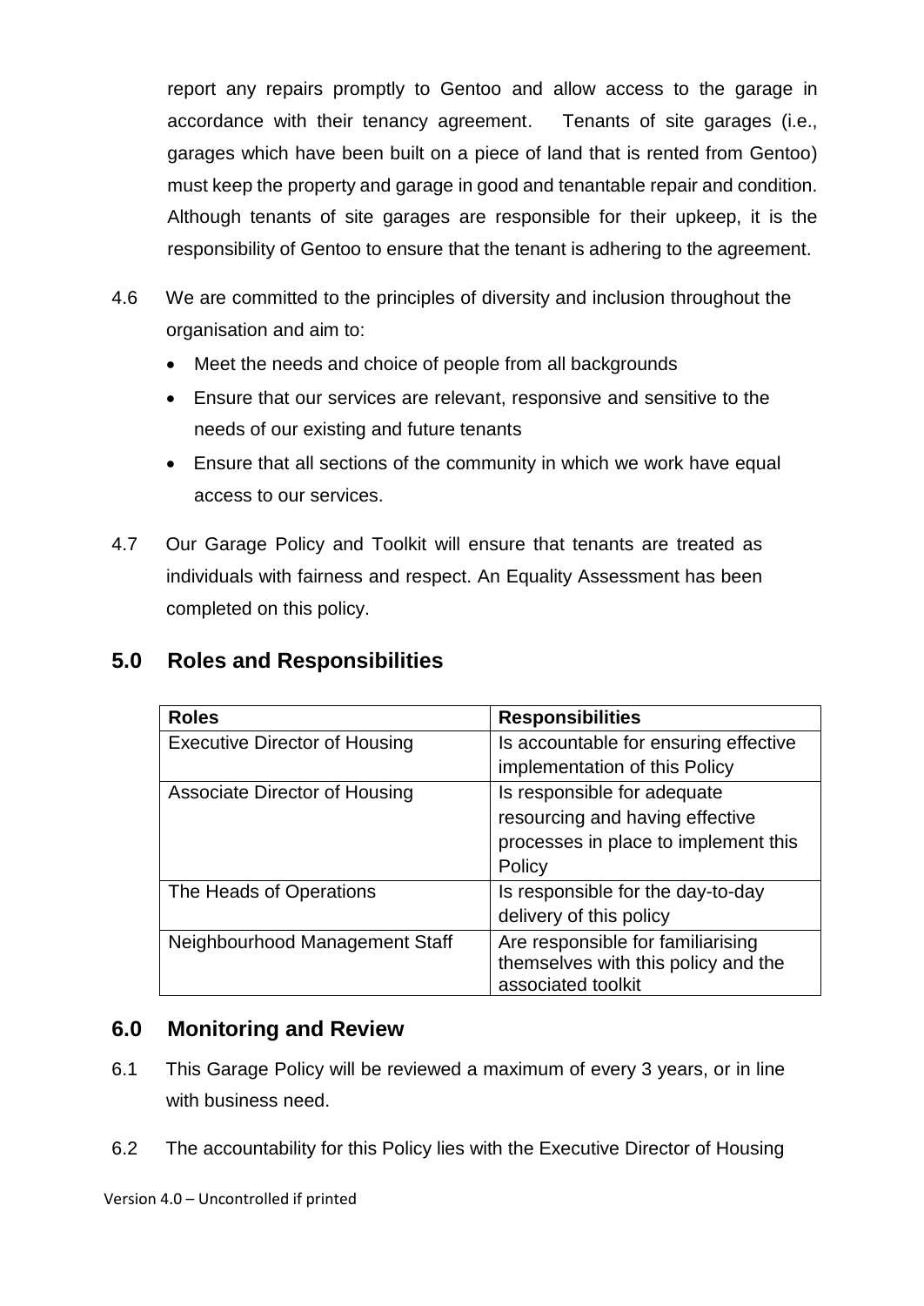report any repairs promptly to Gentoo and allow access to the garage in accordance with their tenancy agreement. Tenants of site garages (i.e., garages which have been built on a piece of land that is rented from Gentoo) must keep the property and garage in good and tenantable repair and condition. Although tenants of site garages are responsible for their upkeep, it is the responsibility of Gentoo to ensure that the tenant is adhering to the agreement.

4.6 We are committed to the principles of diversity and inclusion throughout the organisation and aim to:

- Meet the needs and choice of people from all backgrounds
- Ensure that our services are relevant, responsive and sensitive to the needs of our existing and future tenants
- Ensure that all sections of the community in which we work have equal access to our services.

4.7 Our Garage Policy and Toolkit will ensure that tenants are treated as individuals with fairness and respect. An Equality Assessment has been completed on this policy.

## 5.0 Roles and Responsibilities

| Roles | Responsibilities |
|---|---|
| Executive Director of Housing | Is accountable for ensuring effective implementation of this Policy |
| Associate Director of Housing | Is responsible for adequate resourcing and having effective processes in place to implement this Policy |
| The Heads of Operations | Is responsible for the day-to-day delivery of this policy |
| Neighbourhood Management Staff | Are responsible for familiarising themselves with this policy and the associated toolkit |

## 6.0 Monitoring and Review

6.1 This Garage Policy will be reviewed a maximum of every 3 years, or in line with business need.

6.2 The accountability for this Policy lies with the Executive Director of Housing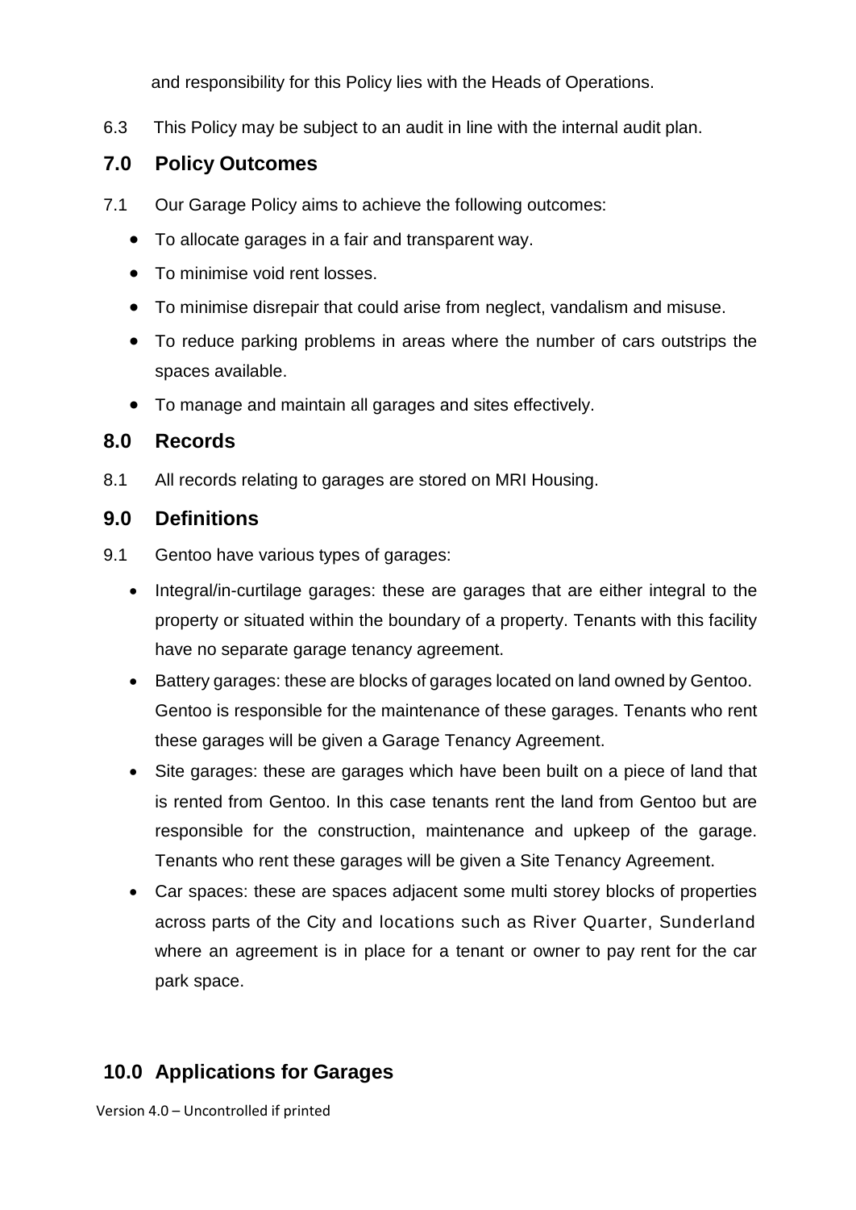and responsibility for this Policy lies with the Heads of Operations.

6.3 This Policy may be subject to an audit in line with the internal audit plan.

## 7.0 Policy Outcomes

7.1 Our Garage Policy aims to achieve the following outcomes:

- To allocate garages in a fair and transparent way.
- To minimise void rent losses.
- To minimise disrepair that could arise from neglect, vandalism and misuse.
- To reduce parking problems in areas where the number of cars outstrips the spaces available.
- To manage and maintain all garages and sites effectively.

## 8.0 Records

8.1 All records relating to garages are stored on MRI Housing.

## 9.0 Definitions

9.1 Gentoo have various types of garages:

- Integral/in-curtilage garages: these are garages that are either integral to the property or situated within the boundary of a property. Tenants with this facility have no separate garage tenancy agreement.
- Battery garages: these are blocks of garages located on land owned by Gentoo. Gentoo is responsible for the maintenance of these garages. Tenants who rent these garages will be given a Garage Tenancy Agreement.
- Site garages: these are garages which have been built on a piece of land that is rented from Gentoo. In this case tenants rent the land from Gentoo but are responsible for the construction, maintenance and upkeep of the garage. Tenants who rent these garages will be given a Site Tenancy Agreement.
- Car spaces: these are spaces adjacent some multi storey blocks of properties across parts of the City and locations such as River Quarter, Sunderland where an agreement is in place for a tenant or owner to pay rent for the car park space.

## 10.0 Applications for Garages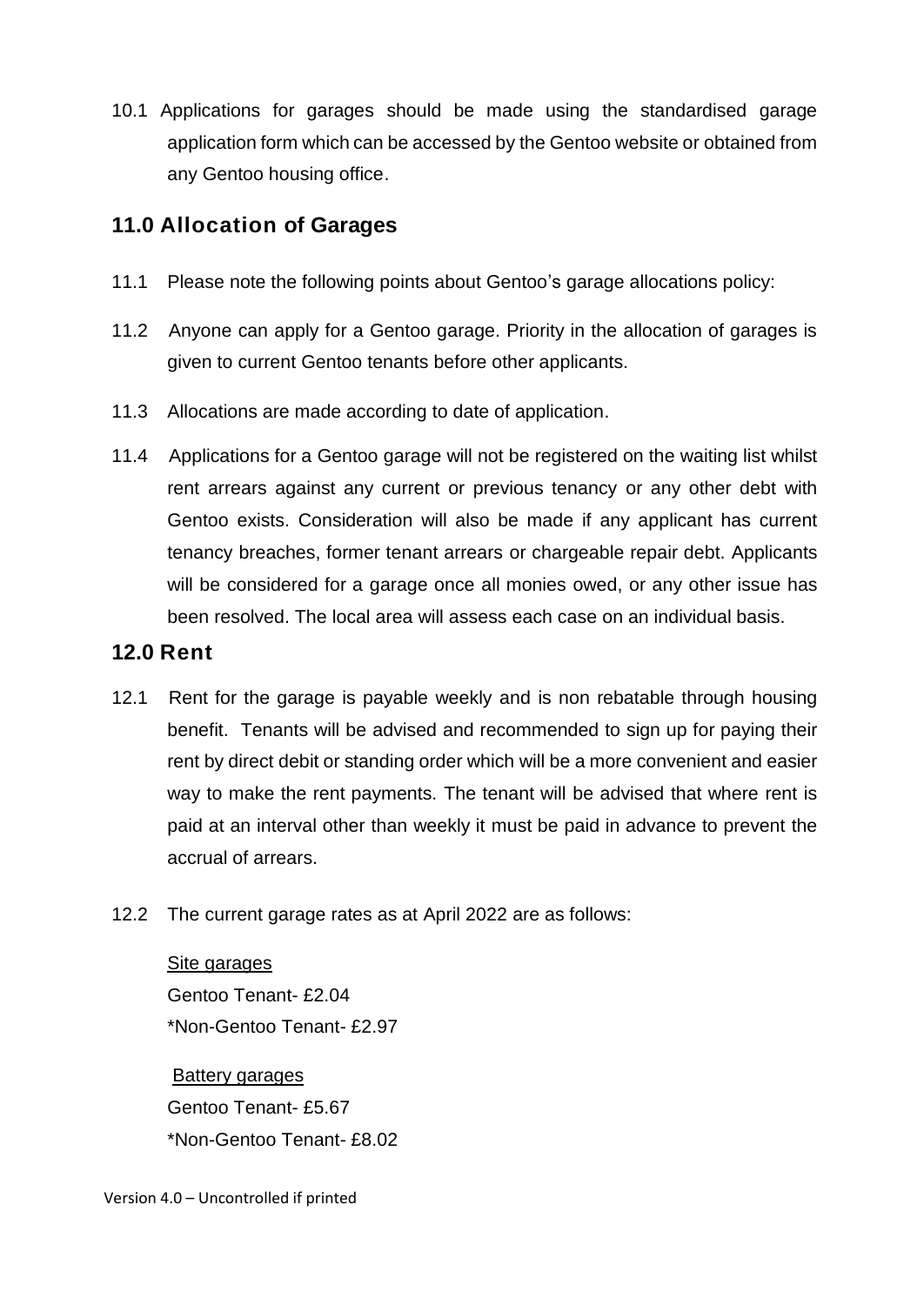10.1 Applications for garages should be made using the standardised garage application form which can be accessed by the Gentoo website or obtained from any Gentoo housing office.

## 11.0 Allocation of Garages

11.1 Please note the following points about Gentoo's garage allocations policy:

11.2 Anyone can apply for a Gentoo garage. Priority in the allocation of garages is given to current Gentoo tenants before other applicants.

11.3 Allocations are made according to date of application.

11.4 Applications for a Gentoo garage will not be registered on the waiting list whilst rent arrears against any current or previous tenancy or any other debt with Gentoo exists. Consideration will also be made if any applicant has current tenancy breaches, former tenant arrears or chargeable repair debt. Applicants will be considered for a garage once all monies owed, or any other issue has been resolved. The local area will assess each case on an individual basis.

## 12.0 Rent

12.1 Rent for the garage is payable weekly and is non rebatable through housing benefit. Tenants will be advised and recommended to sign up for paying their rent by direct debit or standing order which will be a more convenient and easier way to make the rent payments. The tenant will be advised that where rent is paid at an interval other than weekly it must be paid in advance to prevent the accrual of arrears.

12.2 The current garage rates as at April 2022 are as follows:

<u>Site garages</u>
Gentoo Tenant- £2.04
*Non-Gentoo Tenant- £2.97

<u>Battery garages</u>
Gentoo Tenant- £5.67
*Non-Gentoo Tenant- £8.02

Version 4.0 – Uncontrolled if printed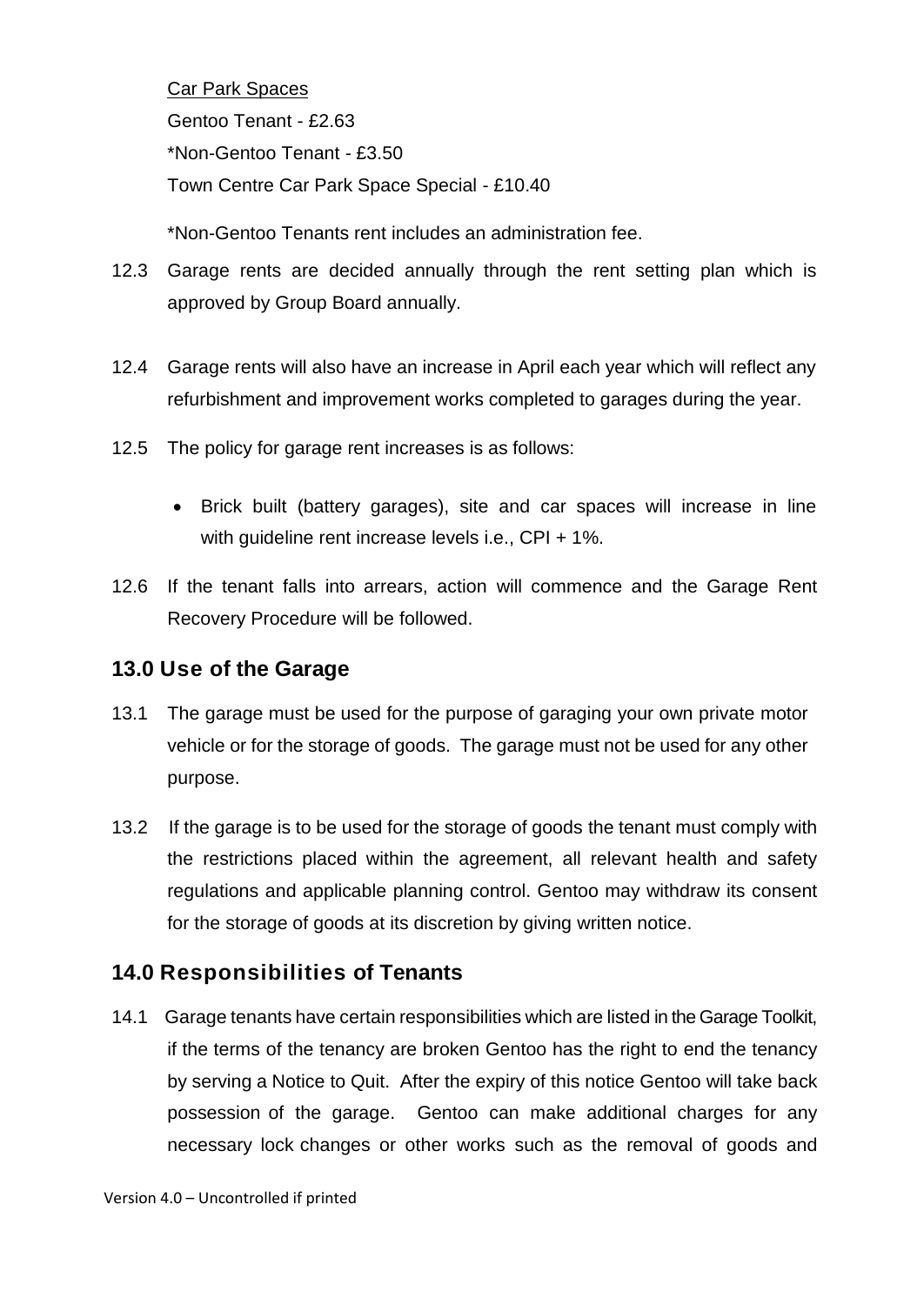Car Park Spaces

Gentoo Tenant - £2.63

*Non-Gentoo Tenant - £3.50

Town Centre Car Park Space Special - £10.40

*Non-Gentoo Tenants rent includes an administration fee.

12.3 Garage rents are decided annually through the rent setting plan which is approved by Group Board annually.

12.4 Garage rents will also have an increase in April each year which will reflect any refurbishment and improvement works completed to garages during the year.

12.5 The policy for garage rent increases is as follows:

- Brick built (battery garages), site and car spaces will increase in line with guideline rent increase levels i.e., CPI + 1%.

12.6 If the tenant falls into arrears, action will commence and the Garage Rent Recovery Procedure will be followed.

## 13.0 Use of the Garage

13.1 The garage must be used for the purpose of garaging your own private motor vehicle or for the storage of goods. The garage must not be used for any other purpose.

13.2 If the garage is to be used for the storage of goods the tenant must comply with the restrictions placed within the agreement, all relevant health and safety regulations and applicable planning control. Gentoo may withdraw its consent for the storage of goods at its discretion by giving written notice.

## 14.0 Responsibilities of Tenants

14.1 Garage tenants have certain responsibilities which are listed in the Garage Toolkit, if the terms of the tenancy are broken Gentoo has the right to end the tenancy by serving a Notice to Quit. After the expiry of this notice Gentoo will take back possession of the garage. Gentoo can make additional charges for any necessary lock changes or other works such as the removal of goods and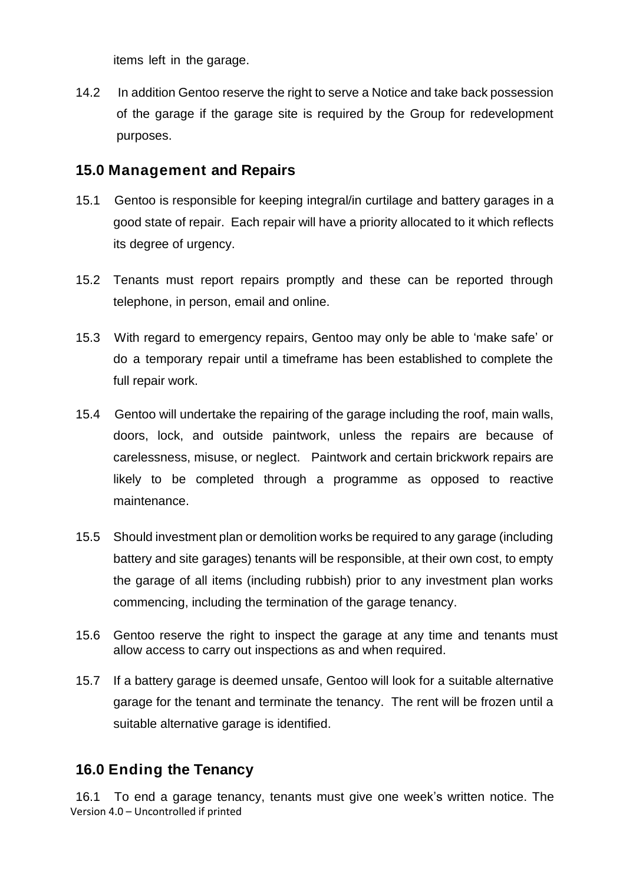items left in the garage.

14.2 In addition Gentoo reserve the right to serve a Notice and take back possession of the garage if the garage site is required by the Group for redevelopment purposes.

## 15.0 Management and Repairs

15.1 Gentoo is responsible for keeping integral/in curtilage and battery garages in a good state of repair. Each repair will have a priority allocated to it which reflects its degree of urgency.

15.2 Tenants must report repairs promptly and these can be reported through telephone, in person, email and online.

15.3 With regard to emergency repairs, Gentoo may only be able to 'make safe' or do a temporary repair until a timeframe has been established to complete the full repair work.

15.4 Gentoo will undertake the repairing of the garage including the roof, main walls, doors, lock, and outside paintwork, unless the repairs are because of carelessness, misuse, or neglect. Paintwork and certain brickwork repairs are likely to be completed through a programme as opposed to reactive maintenance.

15.5 Should investment plan or demolition works be required to any garage (including battery and site garages) tenants will be responsible, at their own cost, to empty the garage of all items (including rubbish) prior to any investment plan works commencing, including the termination of the garage tenancy.

15.6 Gentoo reserve the right to inspect the garage at any time and tenants must allow access to carry out inspections as and when required.

15.7 If a battery garage is deemed unsafe, Gentoo will look for a suitable alternative garage for the tenant and terminate the tenancy. The rent will be frozen until a suitable alternative garage is identified.

## 16.0 Ending the Tenancy

16.1 To end a garage tenancy, tenants must give one week's written notice. The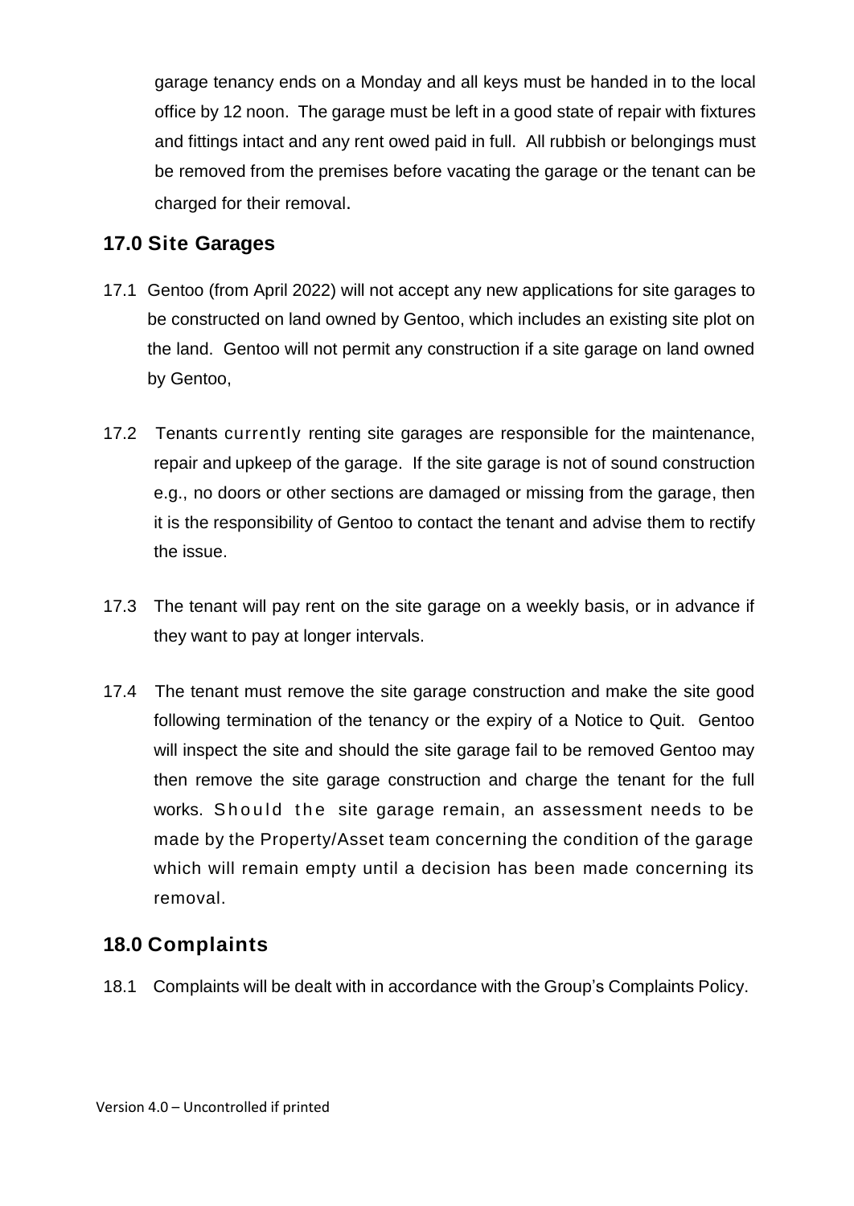garage tenancy ends on a Monday and all keys must be handed in to the local office by 12 noon. The garage must be left in a good state of repair with fixtures and fittings intact and any rent owed paid in full. All rubbish or belongings must be removed from the premises before vacating the garage or the tenant can be charged for their removal.

## 17.0 Site Garages

17.1 Gentoo (from April 2022) will not accept any new applications for site garages to be constructed on land owned by Gentoo, which includes an existing site plot on the land. Gentoo will not permit any construction if a site garage on land owned by Gentoo,

17.2 Tenants currently renting site garages are responsible for the maintenance, repair and upkeep of the garage. If the site garage is not of sound construction e.g., no doors or other sections are damaged or missing from the garage, then it is the responsibility of Gentoo to contact the tenant and advise them to rectify the issue.

17.3 The tenant will pay rent on the site garage on a weekly basis, or in advance if they want to pay at longer intervals.

17.4 The tenant must remove the site garage construction and make the site good following termination of the tenancy or the expiry of a Notice to Quit. Gentoo will inspect the site and should the site garage fail to be removed Gentoo may then remove the site garage construction and charge the tenant for the full works. Should the site garage remain, an assessment needs to be made by the Property/Asset team concerning the condition of the garage which will remain empty until a decision has been made concerning its removal.

## 18.0 Complaints

18.1 Complaints will be dealt with in accordance with the Group's Complaints Policy.

Version 4.0 – Uncontrolled if printed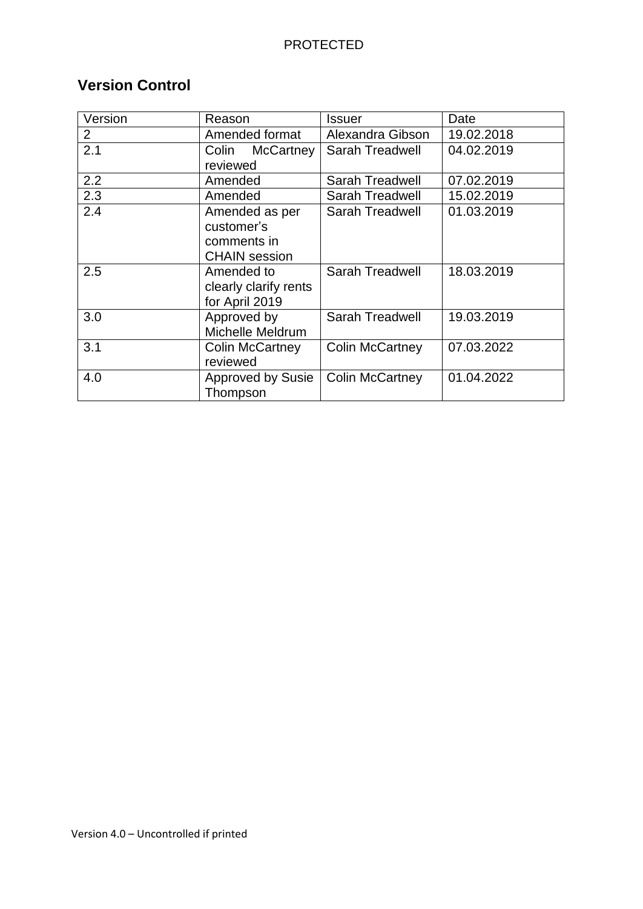## Version Control

| Version | Reason | Issuer | Date |
|---|---|---|---|
| 2 | Amended format | Alexandra Gibson | 19.02.2018 |
| 2.1 | Colin McCartney reviewed | Sarah Treadwell | 04.02.2019 |
| 2.2 | Amended | Sarah Treadwell | 07.02.2019 |
| 2.3 | Amended | Sarah Treadwell | 15.02.2019 |
| 2.4 | Amended as per customer's comments in CHAIN session | Sarah Treadwell | 01.03.2019 |
| 2.5 | Amended to clearly clarify rents for April 2019 | Sarah Treadwell | 18.03.2019 |
| 3.0 | Approved by Michelle Meldrum | Sarah Treadwell | 19.03.2019 |
| 3.1 | Colin McCartney reviewed | Colin McCartney | 07.03.2022 |
| 4.0 | Approved by Susie Thompson | Colin McCartney | 01.04.2022 |